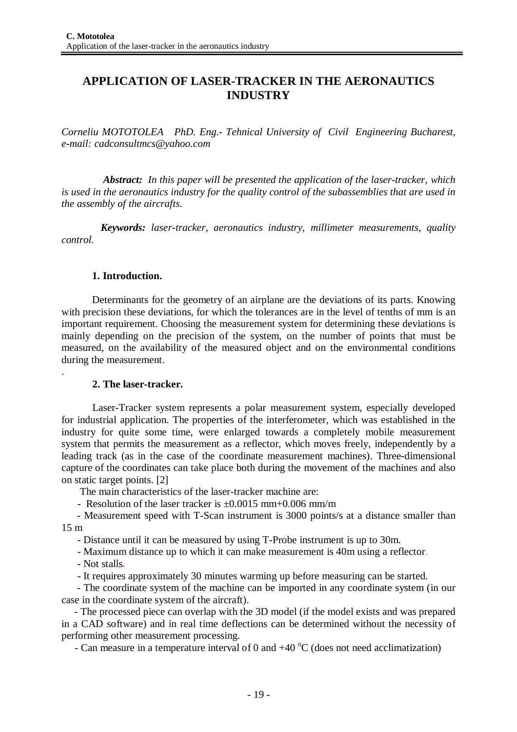# APPLICATION OF LASER-TRACKER IN THE AERONAUTICS INDUSTRY

*Corneliu MOTOTOLEA PhD. Eng.- Tehnical University of Civil Engineering Bucharest, e-mail: cadconsultmcs@yahoo.com*

***Abstract:*** *In this paper will be presented the application of the laser-tracker, which is used in the aeronautics industry for the quality control of the subassemblies that are used in the assembly of the aircrafts.*

***Keywords:*** *laser-tracker, aeronautics industry, millimeter measurements, quality control.*

## 1. Introduction.

Determinants for the geometry of an airplane are the deviations of its parts. Knowing with precision these deviations, for which the tolerances are in the level of tenths of mm is an important requirement. Choosing the measurement system for determining these deviations is mainly depending on the precision of the system, on the number of points that must be measured, on the availability of the measured object and on the environmental conditions during the measurement.

.

## 2. The laser-tracker.

Laser-Tracker system represents a polar measurement system, especially developed for industrial application. The properties of the interferometer, which was established in the industry for quite some time, were enlarged towards a completely mobile measurement system that permits the measurement as a reflector, which moves freely, independently by a leading track (as in the case of the coordinate measurement machines). Three-dimensional capture of the coordinates can take place both during the movement of the machines and also on static target points. [2]

The main characteristics of the laser-tracker machine are:

- Resolution of the laser tracker is ±0.0015 mm+0.006 mm/m
- Measurement speed with T-Scan instrument is 3000 points/s at a distance smaller than 15 m
- Distance until it can be measured by using T-Probe instrument is up to 30m.
- Maximum distance up to which it can make measurement is 40m using a reflector.
- Not stalls.
- It requires approximately 30 minutes warming up before measuring can be started.
- The coordinate system of the machine can be imported in any coordinate system (in our case in the coordinate system of the aircraft).
- The processed piece can overlap with the 3D model (if the model exists and was prepared in a CAD software) and in real time deflections can be determined without the necessity of performing other measurement processing.
- Can measure in a temperature interval of 0 and +40 $^{o}$C (does not need acclimatization)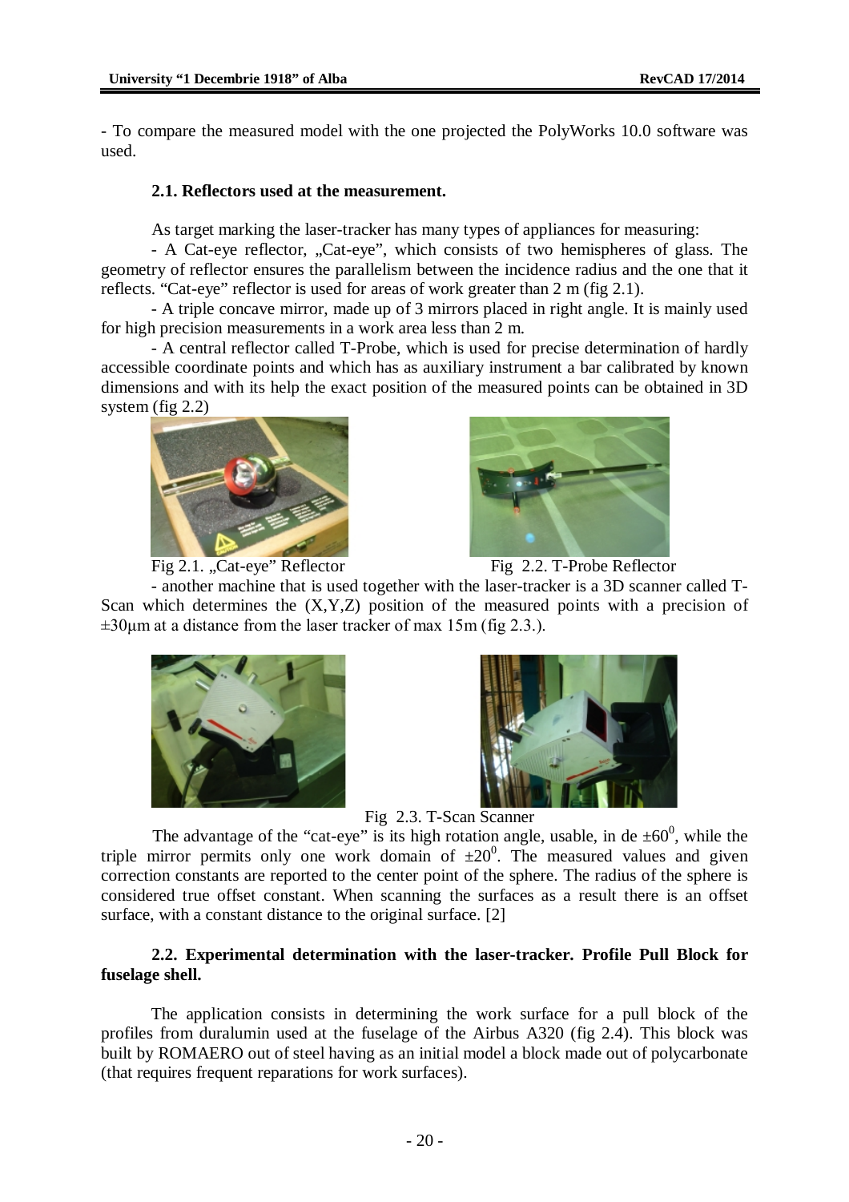- To compare the measured model with the one projected the PolyWorks 10.0 software was used.

### 2.1. Reflectors used at the measurement.

As target marking the laser-tracker has many types of appliances for measuring:

- A Cat-eye reflector, „Cat-eye", which consists of two hemispheres of glass. The geometry of reflector ensures the parallelism between the incidence radius and the one that it reflects. "Cat-eye" reflector is used for areas of work greater than 2 m (fig 2.1).
- A triple concave mirror, made up of 3 mirrors placed in right angle. It is mainly used for high precision measurements in a work area less than 2 m.
- A central reflector called T-Probe, which is used for precise determination of hardly accessible coordinate points and which has as auxiliary instrument a bar calibrated by known dimensions and with its help the exact position of the measured points can be obtained in 3D system (fig 2.2)

Fig 2.1. „Cat-eye" Reflector

Fig 2.2. T-Probe Reflector

- another machine that is used together with the laser-tracker is a 3D scanner called T-Scan which determines the (X,Y,Z) position of the measured points with a precision of ±30μm at a distance from the laser tracker of max 15m (fig 2.3.).

Fig 2.3. T-Scan Scanner

The advantage of the "cat-eye" is its high rotation angle, usable, in de $\pm 60^0$, while the triple mirror permits only one work domain of $\pm 20^0$. The measured values and given correction constants are reported to the center point of the sphere. The radius of the sphere is considered true offset constant. When scanning the surfaces as a result there is an offset surface, with a constant distance to the original surface. [2]

### 2.2. Experimental determination with the laser-tracker. Profile Pull Block for fuselage shell.

The application consists in determining the work surface for a pull block of the profiles from duralumin used at the fuselage of the Airbus A320 (fig 2.4). This block was built by ROMAERO out of steel having as an initial model a block made out of polycarbonate (that requires frequent reparations for work surfaces).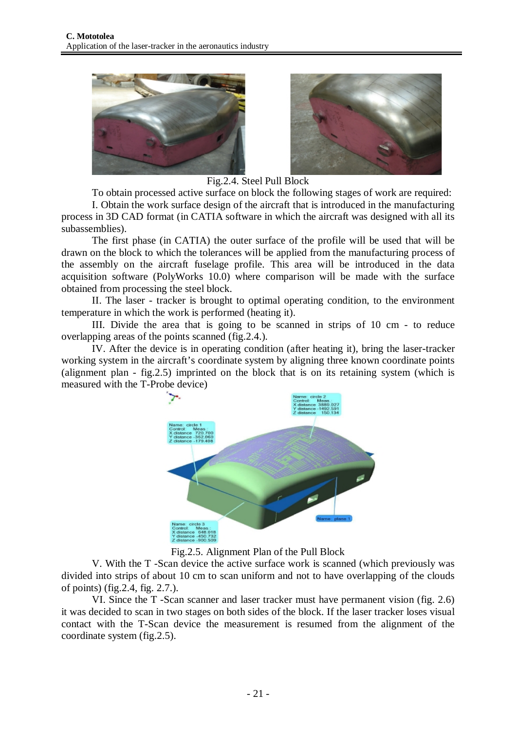Fig.2.4. Steel Pull Block

To obtain processed active surface on block the following stages of work are required:

I. Obtain the work surface design of the aircraft that is introduced in the manufacturing process in 3D CAD format (in CATIA software in which the aircraft was designed with all its subassemblies).

The first phase (in CATIA) the outer surface of the profile will be used that will be drawn on the block to which the tolerances will be applied from the manufacturing process of the assembly on the aircraft fuselage profile. This area will be introduced in the data acquisition software (PolyWorks 10.0) where comparison will be made with the surface obtained from processing the steel block.

II. The laser - tracker is brought to optimal operating condition, to the environment temperature in which the work is performed (heating it).

III. Divide the area that is going to be scanned in strips of 10 cm - to reduce overlapping areas of the points scanned (fig.2.4.).

IV. After the device is in operating condition (after heating it), bring the laser-tracker working system in the aircraft's coordinate system by aligning three known coordinate points (alignment plan - fig.2.5) imprinted on the block that is on its retaining system (which is measured with the T-Probe device)

Fig.2.5. Alignment Plan of the Pull Block

V. With the T -Scan device the active surface work is scanned (which previously was divided into strips of about 10 cm to scan uniform and not to have overlapping of the clouds of points) (fig.2.4, fig. 2.7.).

VI. Since the T -Scan scanner and laser tracker must have permanent vision (fig. 2.6) it was decided to scan in two stages on both sides of the block. If the laser tracker loses visual contact with the T-Scan device the measurement is resumed from the alignment of the coordinate system (fig.2.5).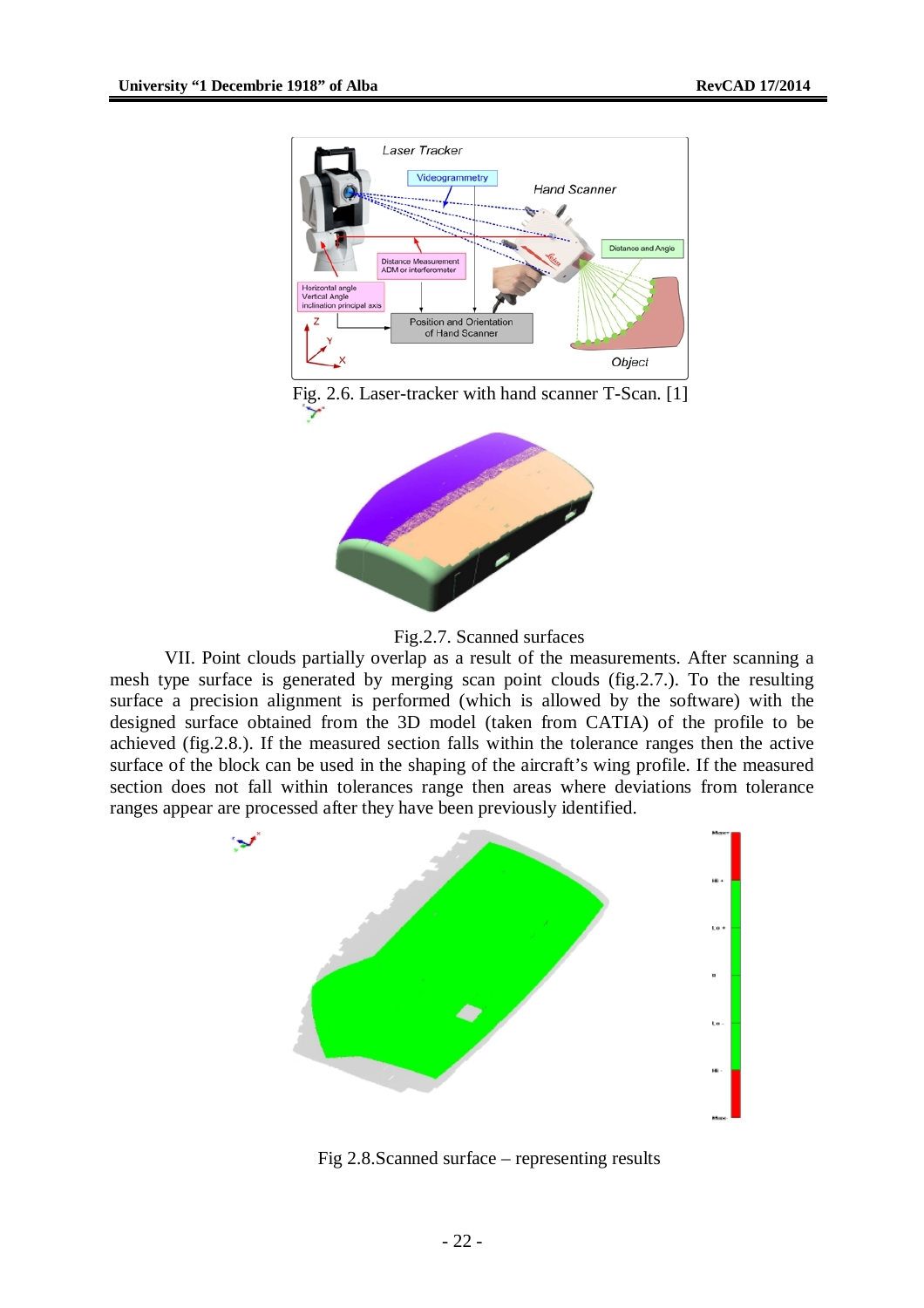Fig. 2.6. Laser-tracker with hand scanner T-Scan. [1]

Fig.2.7. Scanned surfaces

VII. Point clouds partially overlap as a result of the measurements. After scanning a mesh type surface is generated by merging scan point clouds (fig.2.7.). To the resulting surface a precision alignment is performed (which is allowed by the software) with the designed surface obtained from the 3D model (taken from CATIA) of the profile to be achieved (fig.2.8.). If the measured section falls within the tolerance ranges then the active surface of the block can be used in the shaping of the aircraft's wing profile. If the measured section does not fall within tolerances range then areas where deviations from tolerance ranges appear are processed after they have been previously identified.

Fig 2.8.Scanned surface – representing results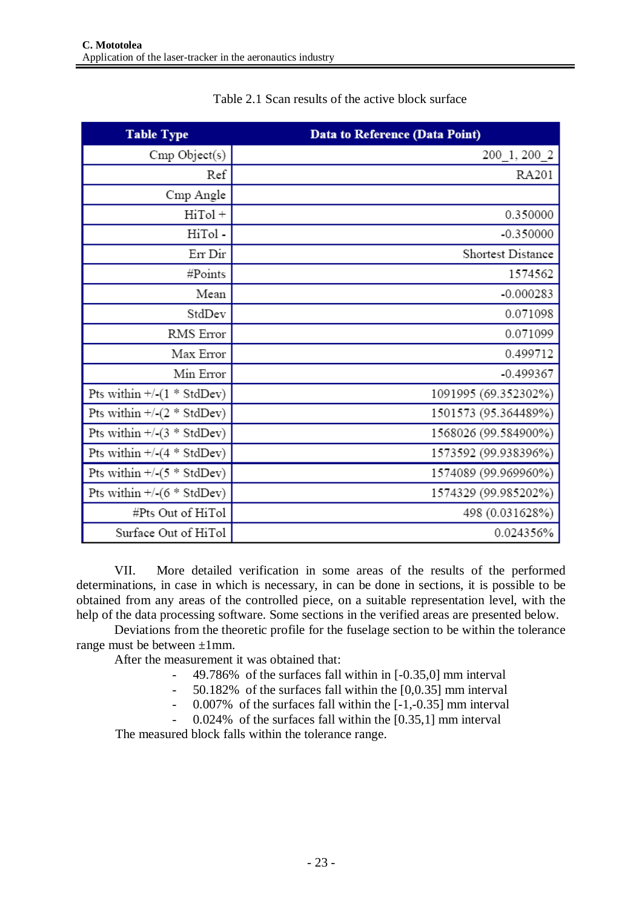Table 2.1 Scan results of the active block surface

| Table Type | Data to Reference (Data Point) |
|---|---|
| Cmp Object(s) | 200_1, 200_2 |
| Ref | RA201 |
| Cmp Angle | |
| HiTol + | 0.350000 |
| HiTol - | -0.350000 |
| Err Dir | Shortest Distance |
| #Points | 1574562 |
| Mean | -0.000283 |
| StdDev | 0.071098 |
| RMS Error | 0.071099 |
| Max Error | 0.499712 |
| Min Error | -0.499367 |
| Pts within +/-(1 * StdDev) | 1091995 (69.352302%) |
| Pts within +/-(2 * StdDev) | 1501573 (95.364489%) |
| Pts within +/-(3 * StdDev) | 1568026 (99.584900%) |
| Pts within +/-(4 * StdDev) | 1573592 (99.938396%) |
| Pts within +/-(5 * StdDev) | 1574089 (99.969960%) |
| Pts within +/-(6 * StdDev) | 1574329 (99.985202%) |
| #Pts Out of HiTol | 498 (0.031628%) |
| Surface Out of HiTol | 0.024356% |

VII. More detailed verification in some areas of the results of the performed determinations, in case in which is necessary, in can be done in sections, it is possible to be obtained from any areas of the controlled piece, on a suitable representation level, with the help of the data processing software. Some sections in the verified areas are presented below.

Deviations from the theoretic profile for the fuselage section to be within the tolerance range must be between ±1mm.

After the measurement it was obtained that:

- 49.786% of the surfaces fall within in [-0.35,0] mm interval
- 50.182% of the surfaces fall within the [0,0.35] mm interval
- 0.007% of the surfaces fall within the [-1,-0.35] mm interval
- 0.024% of the surfaces fall within the [0.35,1] mm interval

The measured block falls within the tolerance range.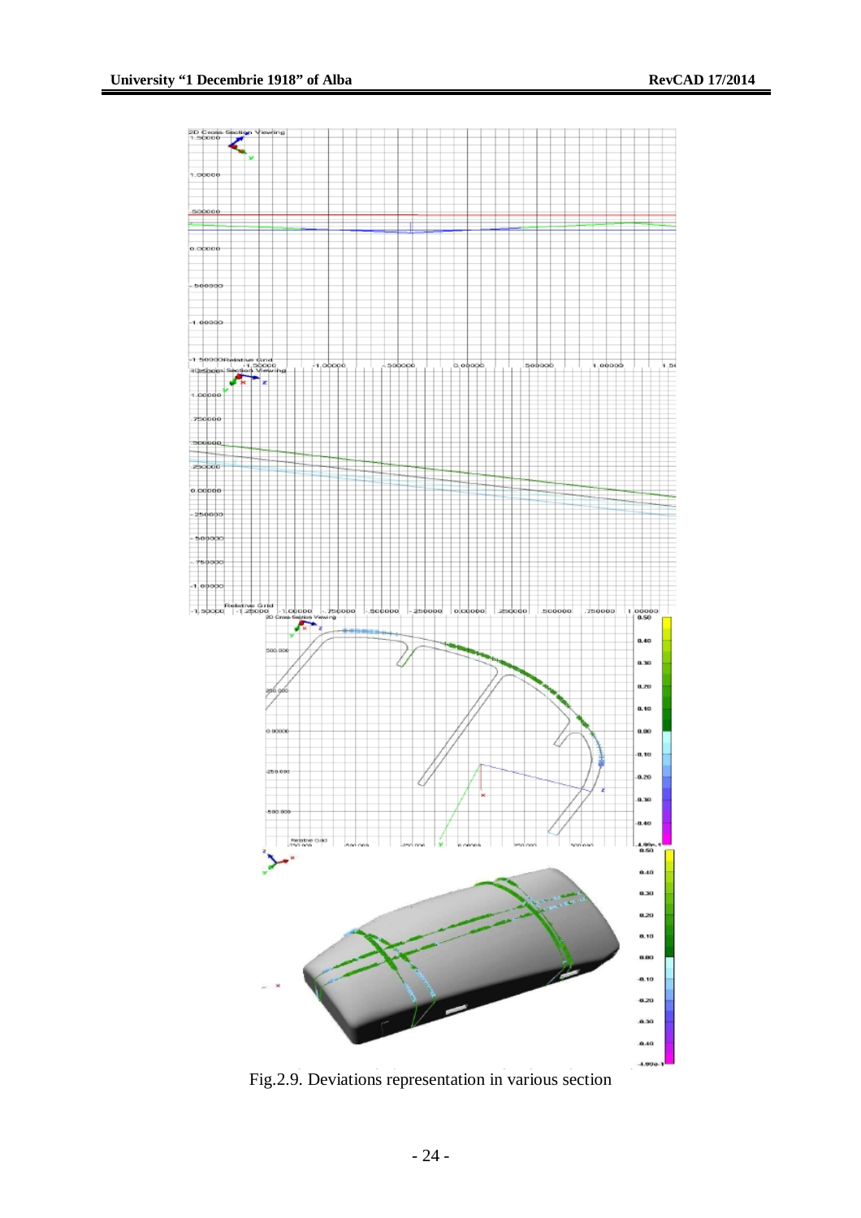Fig.2.9. Deviations representation in various section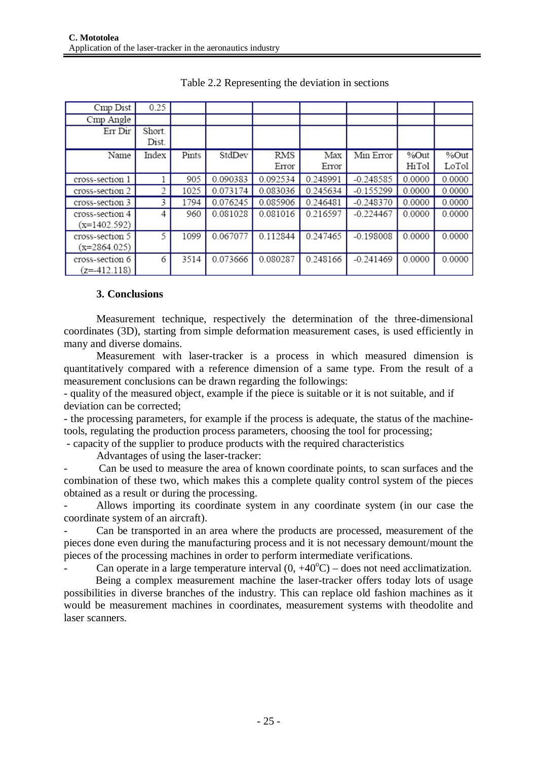Table 2.2 Representing the deviation in sections

| Cmp Dist | 0.25 | | | | | | | |
|---|---|---|---|---|---|---|---|---|
| Cmp Angle | | | | | | | | |
| Err Dir | Short. Dist. | | | | | | | |
| Name | Index | Pints | StdDev | RMS Error | Max Error | Min Error | %Out HiTol | %Out LoTol |
| cross-section 1 | 1 | 905 | 0.090383 | 0.092534 | 0.248991 | -0.248585 | 0.0000 | 0.0000 |
| cross-section 2 | 2 | 1025 | 0.073174 | 0.083036 | 0.245634 | -0.155299 | 0.0000 | 0.0000 |
| cross-section 3 | 3 | 1794 | 0.076245 | 0.085906 | 0.246481 | -0.248370 | 0.0000 | 0.0000 |
| cross-section 4 (x=1402.592) | 4 | 960 | 0.081028 | 0.081016 | 0.216597 | -0.224467 | 0.0000 | 0.0000 |
| cross-section 5 (x=2864.025) | 5 | 1099 | 0.067077 | 0.112844 | 0.247465 | -0.198008 | 0.0000 | 0.0000 |
| cross-section 6 (z=-412.118) | 6 | 3514 | 0.073666 | 0.080287 | 0.248166 | -0.241469 | 0.0000 | 0.0000 |

## 3. Conclusions

Measurement technique, respectively the determination of the three-dimensional coordinates (3D), starting from simple deformation measurement cases, is used efficiently in many and diverse domains.

Measurement with laser-tracker is a process in which measured dimension is quantitatively compared with a reference dimension of a same type. From the result of a measurement conclusions can be drawn regarding the followings:

- quality of the measured object, example if the piece is suitable or it is not suitable, and if deviation can be corrected;
- the processing parameters, for example if the process is adequate, the status of the machine-tools, regulating the production process parameters, choosing the tool for processing;
- capacity of the supplier to produce products with the required characteristics

Advantages of using the laser-tracker:

- Can be used to measure the area of known coordinate points, to scan surfaces and the combination of these two, which makes this a complete quality control system of the pieces obtained as a result or during the processing.
- Allows importing its coordinate system in any coordinate system (in our case the coordinate system of an aircraft).
- Can be transported in an area where the products are processed, measurement of the pieces done even during the manufacturing process and it is not necessary demount/mount the pieces of the processing machines in order to perform intermediate verifications.
- Can operate in a large temperature interval (0, +40$^{o}$C) – does not need acclimatization.

Being a complex measurement machine the laser-tracker offers today lots of usage possibilities in diverse branches of the industry. This can replace old fashion machines as it would be measurement machines in coordinates, measurement systems with theodolite and laser scanners.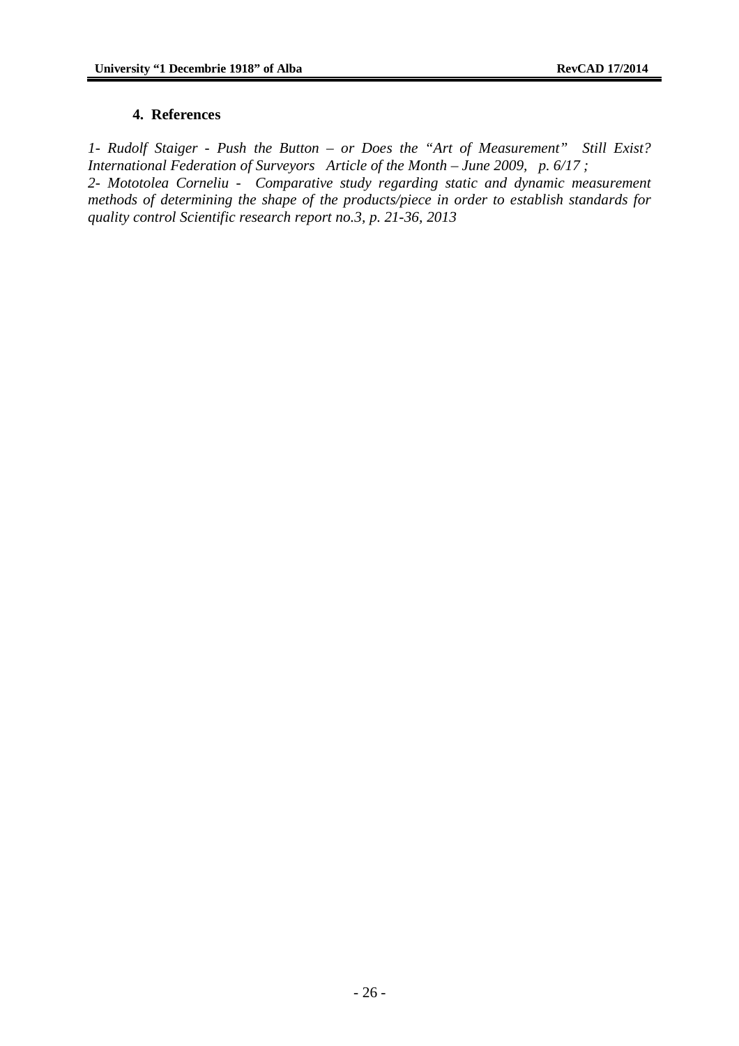## 4. References

*1- Rudolf Staiger - Push the Button – or Does the "Art of Measurement" Still Exist? International Federation of Surveyors Article of the Month – June 2009, p. 6/17 ;*

*2- Mototolea Corneliu - Comparative study regarding static and dynamic measurement methods of determining the shape of the products/piece in order to establish standards for quality control Scientific research report no.3, p. 21-36, 2013*